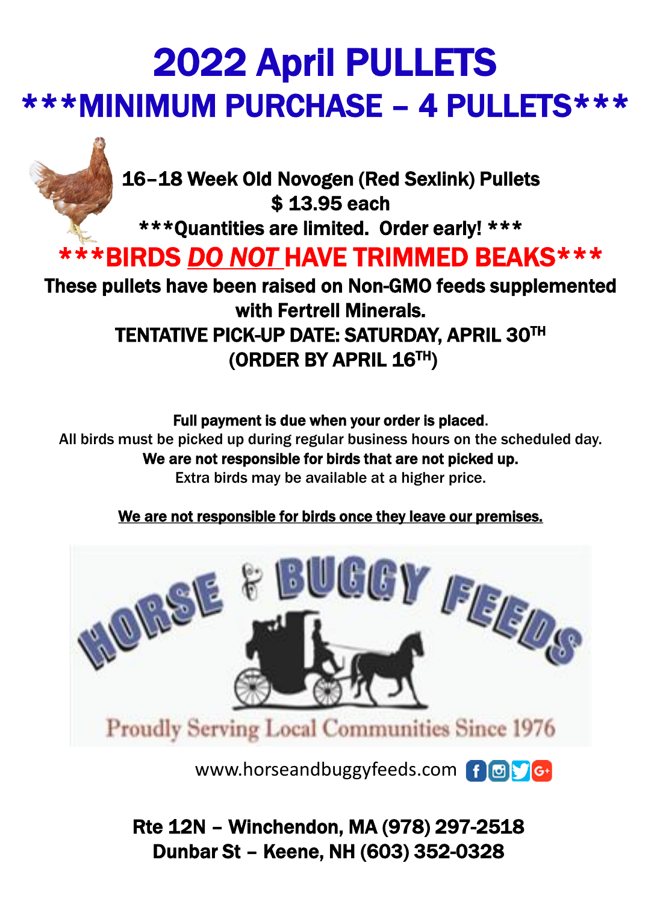# 2022 April PULLETS

## \*\*\*MINIMUM PURCHASE – 4 PULLETS\*\*\*

**16–18 Week Old Novogen (Red Sexlink) Pullets**

**$ 13.95 each**

**\*\*\*Quantities are limited. Order early! \*\*\***

## \*\*\*BIRDS ***DO NOT*** HAVE TRIMMED BEAKS\*\*\*

**These pullets have been raised on Non-GMO feeds supplemented with Fertrell Minerals.**

**TENTATIVE PICK-UP DATE: SATURDAY, APRIL 30TH**

**(ORDER BY APRIL 16TH)**

**Full payment is due when your order is placed.**

All birds must be picked up during regular business hours on the scheduled day.

**We are not responsible for birds that are not picked up.**

Extra birds may be available at a higher price.

**We are not responsible for birds once they leave our premises.**

HORSE & BUGGY FEEDS

Proudly Serving Local Communities Since 1976

www.horseandbuggyfeeds.com

**Rte 12N – Winchendon, MA (978) 297-2518**

**Dunbar St – Keene, NH (603) 352-0328**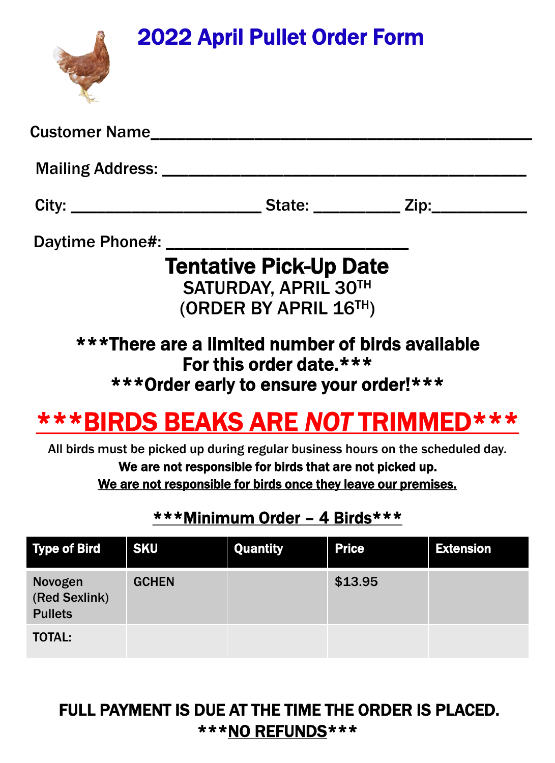# 2022 April Pullet Order Form

Customer Name_________________________________________

Mailing Address: _______________________________________

City: ______________________ State: __________ Zip:___________

Daytime Phone#: ___________________________

## Tentative Pick-Up Date

SATURDAY, APRIL 30TH

(ORDER BY APRIL 16TH)

**\*\*\*There are a limited number of birds available For this order date.\*\*\***

**\*\*\*Order early to ensure your order!\*\*\***

## <u>\*\*\*BIRDS BEAKS ARE *NOT* TRIMMED\*\*\*</u>

All birds must be picked up during regular business hours on the scheduled day.

**We are not responsible for birds that are not picked up.**

**<u>We are not responsible for birds once they leave our premises.</u>**

**<u>\*\*\*Minimum Order – 4 Birds\*\*\*</u>**

| Type of Bird | SKU | Quantity | Price | Extension |
|---|---|---|---|---|
| Novogen (Red Sexlink) Pullets | GCHEN | | $13.95 | |
| TOTAL: | | | | |

**FULL PAYMENT IS DUE AT THE TIME THE ORDER IS PLACED.**

**\*\*\*<u>NO REFUNDS</u>\*\*\***